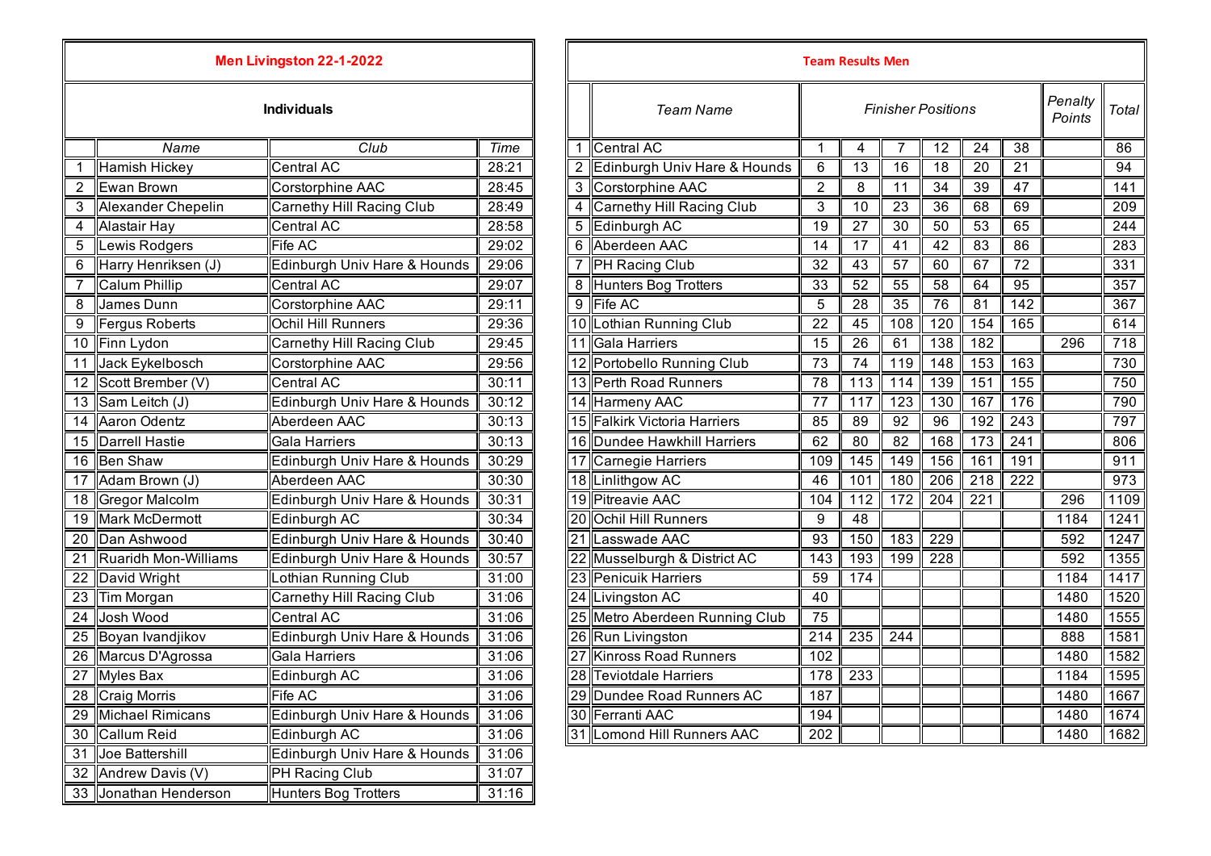## Men Livingston 22-1-2022

### Individuals

| | Name | Club | Time |
|---|---|---|---|
| 1 | Hamish Hickey | Central AC | 28:21 |
| 2 | Ewan Brown | Corstorphine AAC | 28:45 |
| 3 | Alexander Chepelin | Carnethy Hill Racing Club | 28:49 |
| 4 | Alastair Hay | Central AC | 28:58 |
| 5 | Lewis Rodgers | Fife AC | 29:02 |
| 6 | Harry Henriksen (J) | Edinburgh Univ Hare & Hounds | 29:06 |
| 7 | Calum Phillip | Central AC | 29:07 |
| 8 | James Dunn | Corstorphine AAC | 29:11 |
| 9 | Fergus Roberts | Ochil Hill Runners | 29:36 |
| 10 | Finn Lydon | Carnethy Hill Racing Club | 29:45 |
| 11 | Jack Eykelbosch | Corstorphine AAC | 29:56 |
| 12 | Scott Brember (V) | Central AC | 30:11 |
| 13 | Sam Leitch (J) | Edinburgh Univ Hare & Hounds | 30:12 |
| 14 | Aaron Odentz | Aberdeen AAC | 30:13 |
| 15 | Darrell Hastie | Gala Harriers | 30:13 |
| 16 | Ben Shaw | Edinburgh Univ Hare & Hounds | 30:29 |
| 17 | Adam Brown (J) | Aberdeen AAC | 30:30 |
| 18 | Gregor Malcolm | Edinburgh Univ Hare & Hounds | 30:31 |
| 19 | Mark McDermott | Edinburgh AC | 30:34 |
| 20 | Dan Ashwood | Edinburgh Univ Hare & Hounds | 30:40 |
| 21 | Ruaridh Mon-Williams | Edinburgh Univ Hare & Hounds | 30:57 |
| 22 | David Wright | Lothian Running Club | 31:00 |
| 23 | Tim Morgan | Carnethy Hill Racing Club | 31:06 |
| 24 | Josh Wood | Central AC | 31:06 |
| 25 | Boyan Ivandjikov | Edinburgh Univ Hare & Hounds | 31:06 |
| 26 | Marcus D'Agrossa | Gala Harriers | 31:06 |
| 27 | Myles Bax | Edinburgh AC | 31:06 |
| 28 | Craig Morris | Fife AC | 31:06 |
| 29 | Michael Rimicans | Edinburgh Univ Hare & Hounds | 31:06 |
| 30 | Callum Reid | Edinburgh AC | 31:06 |
| 31 | Joe Battershill | Edinburgh Univ Hare & Hounds | 31:06 |
| 32 | Andrew Davis (V) | PH Racing Club | 31:07 |
| 33 | Jonathan Henderson | Hunters Bog Trotters | 31:16 |

## Team Results Men

| | Team Name | Finisher Positions | | | | | | Penalty Points | Total |
|---|---|---|---|---|---|---|---|---|---|
| 1 | Central AC | 1 | 4 | 7 | 12 | 24 | 38 | | 86 |
| 2 | Edinburgh Univ Hare & Hounds | 6 | 13 | 16 | 18 | 20 | 21 | | 94 |
| 3 | Corstorphine AAC | 2 | 8 | 11 | 34 | 39 | 47 | | 141 |
| 4 | Carnethy Hill Racing Club | 3 | 10 | 23 | 36 | 68 | 69 | | 209 |
| 5 | Edinburgh AC | 19 | 27 | 30 | 50 | 53 | 65 | | 244 |
| 6 | Aberdeen AAC | 14 | 17 | 41 | 42 | 83 | 86 | | 283 |
| 7 | PH Racing Club | 32 | 43 | 57 | 60 | 67 | 72 | | 331 |
| 8 | Hunters Bog Trotters | 33 | 52 | 55 | 58 | 64 | 95 | | 357 |
| 9 | Fife AC | 5 | 28 | 35 | 76 | 81 | 142 | | 367 |
| 10 | Lothian Running Club | 22 | 45 | 108 | 120 | 154 | 165 | | 614 |
| 11 | Gala Harriers | 15 | 26 | 61 | 138 | 182 | | 296 | 718 |
| 12 | Portobello Running Club | 73 | 74 | 119 | 148 | 153 | 163 | | 730 |
| 13 | Perth Road Runners | 78 | 113 | 114 | 139 | 151 | 155 | | 750 |
| 14 | Harmeny AAC | 77 | 117 | 123 | 130 | 167 | 176 | | 790 |
| 15 | Falkirk Victoria Harriers | 85 | 89 | 92 | 96 | 192 | 243 | | 797 |
| 16 | Dundee Hawkhill Harriers | 62 | 80 | 82 | 168 | 173 | 241 | | 806 |
| 17 | Carnegie Harriers | 109 | 145 | 149 | 156 | 161 | 191 | | 911 |
| 18 | Linlithgow AC | 46 | 101 | 180 | 206 | 218 | 222 | | 973 |
| 19 | Pitreavie AAC | 104 | 112 | 172 | 204 | 221 | | 296 | 1109 |
| 20 | Ochil Hill Runners | 9 | 48 | | | | | 1184 | 1241 |
| 21 | Lasswade AAC | 93 | 150 | 183 | 229 | | | 592 | 1247 |
| 22 | Musselburgh & District AC | 143 | 193 | 199 | 228 | | | 592 | 1355 |
| 23 | Penicuik Harriers | 59 | 174 | | | | | 1184 | 1417 |
| 24 | Livingston AC | 40 | | | | | | 1480 | 1520 |
| 25 | Metro Aberdeen Running Club | 75 | | | | | | 1480 | 1555 |
| 26 | Run Livingston | 214 | 235 | 244 | | | | 888 | 1581 |
| 27 | Kinross Road Runners | 102 | | | | | | 1480 | 1582 |
| 28 | Teviotdale Harriers | 178 | 233 | | | | | 1184 | 1595 |
| 29 | Dundee Road Runners AC | 187 | | | | | | 1480 | 1667 |
| 30 | Ferranti AAC | 194 | | | | | | 1480 | 1674 |
| 31 | Lomond Hill Runners AAC | 202 | | | | | | 1480 | 1682 |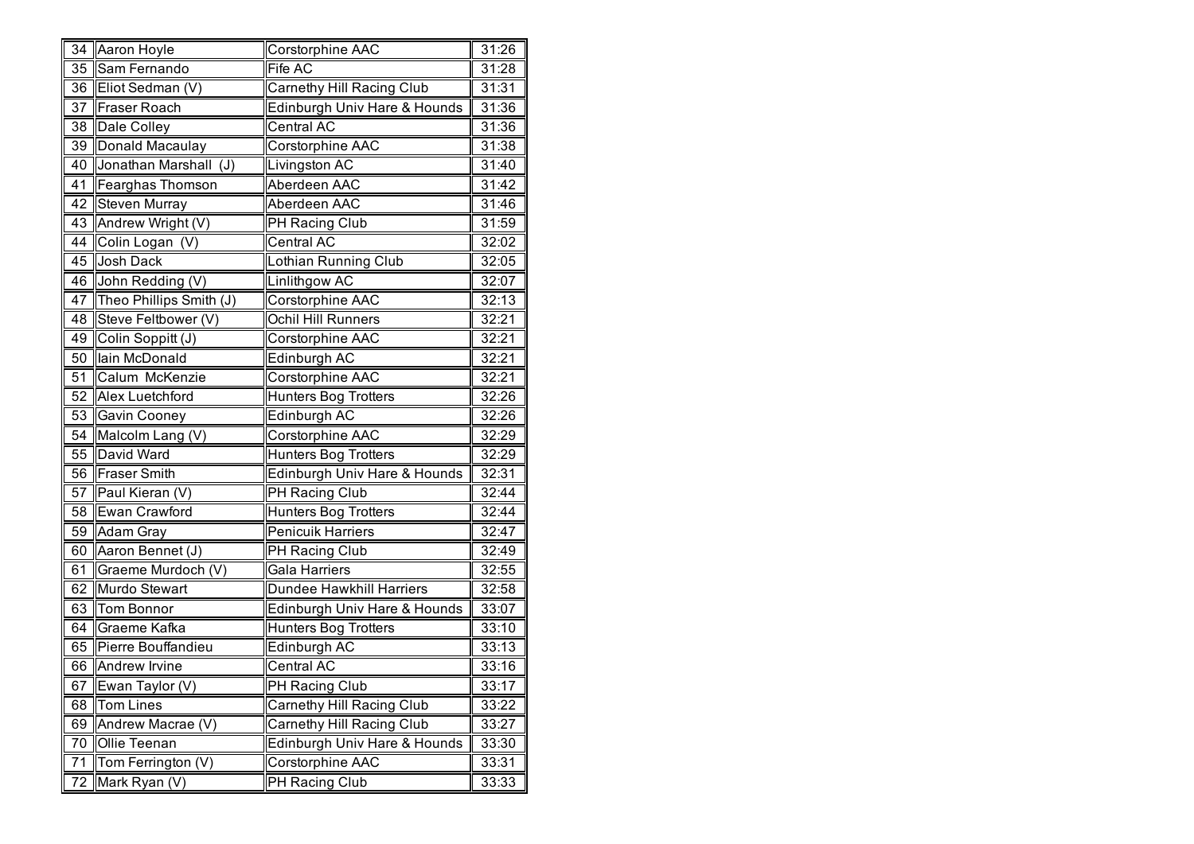| | | | |
|---|---|---|---|
| 34 | Aaron Hoyle | Corstorphine AAC | 31:26 |
| 35 | Sam Fernando | Fife AC | 31:28 |
| 36 | Eliot Sedman (V) | Carnethy Hill Racing Club | 31:31 |
| 37 | Fraser Roach | Edinburgh Univ Hare & Hounds | 31:36 |
| 38 | Dale Colley | Central AC | 31:36 |
| 39 | Donald Macaulay | Corstorphine AAC | 31:38 |
| 40 | Jonathan Marshall (J) | Livingston AC | 31:40 |
| 41 | Fearghas Thomson | Aberdeen AAC | 31:42 |
| 42 | Steven Murray | Aberdeen AAC | 31:46 |
| 43 | Andrew Wright (V) | PH Racing Club | 31:59 |
| 44 | Colin Logan (V) | Central AC | 32:02 |
| 45 | Josh Dack | Lothian Running Club | 32:05 |
| 46 | John Redding (V) | Linlithgow AC | 32:07 |
| 47 | Theo Phillips Smith (J) | Corstorphine AAC | 32:13 |
| 48 | Steve Feltbower (V) | Ochil Hill Runners | 32:21 |
| 49 | Colin Soppitt (J) | Corstorphine AAC | 32:21 |
| 50 | Iain McDonald | Edinburgh AC | 32:21 |
| 51 | Calum McKenzie | Corstorphine AAC | 32:21 |
| 52 | Alex Luetchford | Hunters Bog Trotters | 32:26 |
| 53 | Gavin Cooney | Edinburgh AC | 32:26 |
| 54 | Malcolm Lang (V) | Corstorphine AAC | 32:29 |
| 55 | David Ward | Hunters Bog Trotters | 32:29 |
| 56 | Fraser Smith | Edinburgh Univ Hare & Hounds | 32:31 |
| 57 | Paul Kieran (V) | PH Racing Club | 32:44 |
| 58 | Ewan Crawford | Hunters Bog Trotters | 32:44 |
| 59 | Adam Gray | Penicuik Harriers | 32:47 |
| 60 | Aaron Bennet (J) | PH Racing Club | 32:49 |
| 61 | Graeme Murdoch (V) | Gala Harriers | 32:55 |
| 62 | Murdo Stewart | Dundee Hawkhill Harriers | 32:58 |
| 63 | Tom Bonnor | Edinburgh Univ Hare & Hounds | 33:07 |
| 64 | Graeme Kafka | Hunters Bog Trotters | 33:10 |
| 65 | Pierre Bouffandieu | Edinburgh AC | 33:13 |
| 66 | Andrew Irvine | Central AC | 33:16 |
| 67 | Ewan Taylor (V) | PH Racing Club | 33:17 |
| 68 | Tom Lines | Carnethy Hill Racing Club | 33:22 |
| 69 | Andrew Macrae (V) | Carnethy Hill Racing Club | 33:27 |
| 70 | Ollie Teenan | Edinburgh Univ Hare & Hounds | 33:30 |
| 71 | Tom Ferrington (V) | Corstorphine AAC | 33:31 |
| 72 | Mark Ryan (V) | PH Racing Club | 33:33 |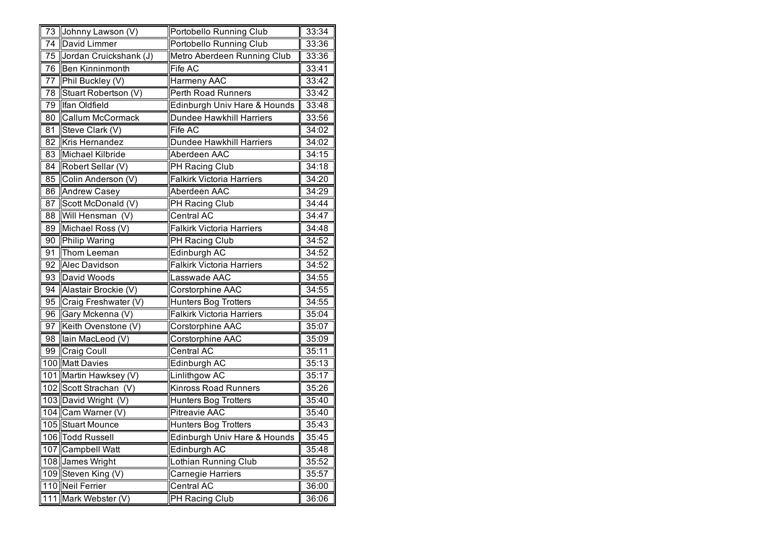| | | | |
|---|---|---|---|
| 73 | Johnny Lawson (V) | Portobello Running Club | 33:34 |
| 74 | David Limmer | Portobello Running Club | 33:36 |
| 75 | Jordan Cruickshank (J) | Metro Aberdeen Running Club | 33:36 |
| 76 | Ben Kinninmonth | Fife AC | 33:41 |
| 77 | Phil Buckley (V) | Harmeny AAC | 33:42 |
| 78 | Stuart Robertson (V) | Perth Road Runners | 33:42 |
| 79 | Ifan Oldfield | Edinburgh Univ Hare & Hounds | 33:48 |
| 80 | Callum McCormack | Dundee Hawkhill Harriers | 33:56 |
| 81 | Steve Clark (V) | Fife AC | 34:02 |
| 82 | Kris Hernandez | Dundee Hawkhill Harriers | 34:02 |
| 83 | Michael Kilbride | Aberdeen AAC | 34:15 |
| 84 | Robert Sellar (V) | PH Racing Club | 34:18 |
| 85 | Colin Anderson (V) | Falkirk Victoria Harriers | 34:20 |
| 86 | Andrew Casey | Aberdeen AAC | 34:29 |
| 87 | Scott McDonald (V) | PH Racing Club | 34:44 |
| 88 | Will Hensman (V) | Central AC | 34:47 |
| 89 | Michael Ross (V) | Falkirk Victoria Harriers | 34:48 |
| 90 | Philip Waring | PH Racing Club | 34:52 |
| 91 | Thom Leeman | Edinburgh AC | 34:52 |
| 92 | Alec Davidson | Falkirk Victoria Harriers | 34:52 |
| 93 | David Woods | Lasswade AAC | 34:55 |
| 94 | Alastair Brockie (V) | Corstorphine AAC | 34:55 |
| 95 | Craig Freshwater (V) | Hunters Bog Trotters | 34:55 |
| 96 | Gary Mckenna (V) | Falkirk Victoria Harriers | 35:04 |
| 97 | Keith Ovenstone (V) | Corstorphine AAC | 35:07 |
| 98 | Iain MacLeod (V) | Corstorphine AAC | 35:09 |
| 99 | Craig Coull | Central AC | 35:11 |
| 100 | Matt Davies | Edinburgh AC | 35:13 |
| 101 | Martin Hawksey (V) | Linlithgow AC | 35:17 |
| 102 | Scott Strachan (V) | Kinross Road Runners | 35:26 |
| 103 | David Wright (V) | Hunters Bog Trotters | 35:40 |
| 104 | Cam Warner (V) | Pitreavie AAC | 35:40 |
| 105 | Stuart Mounce | Hunters Bog Trotters | 35:43 |
| 106 | Todd Russell | Edinburgh Univ Hare & Hounds | 35:45 |
| 107 | Campbell Watt | Edinburgh AC | 35:48 |
| 108 | James Wright | Lothian Running Club | 35:52 |
| 109 | Steven King (V) | Carnegie Harriers | 35:57 |
| 110 | Neil Ferrier | Central AC | 36:00 |
| 111 | Mark Webster (V) | PH Racing Club | 36:06 |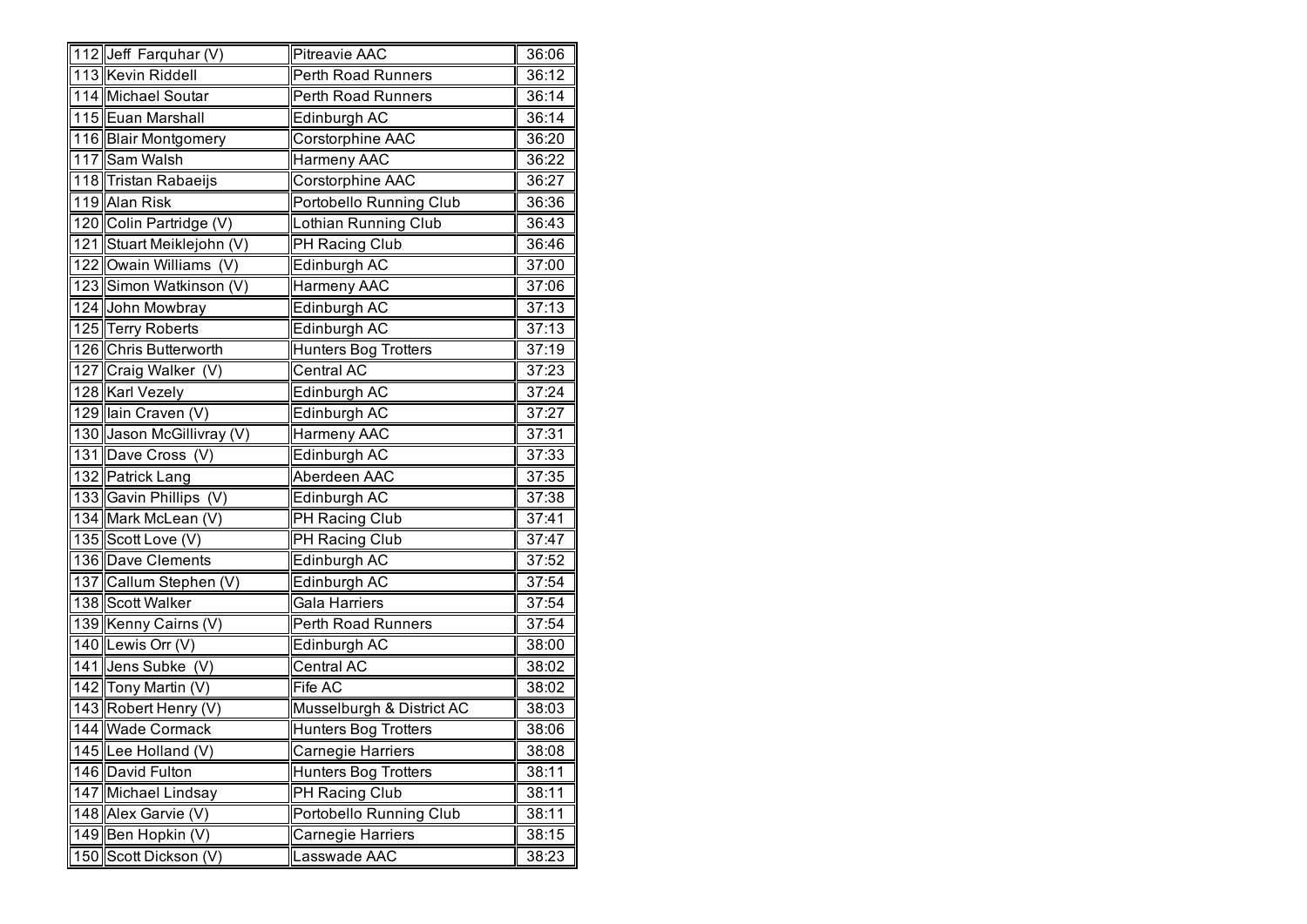| | | | |
|---|---|---|---|
| 112 | Jeff Farquhar (V) | Pitreavie AAC | 36:06 |
| 113 | Kevin Riddell | Perth Road Runners | 36:12 |
| 114 | Michael Soutar | Perth Road Runners | 36:14 |
| 115 | Euan Marshall | Edinburgh AC | 36:14 |
| 116 | Blair Montgomery | Corstorphine AAC | 36:20 |
| 117 | Sam Walsh | Harmeny AAC | 36:22 |
| 118 | Tristan Rabaeijs | Corstorphine AAC | 36:27 |
| 119 | Alan Risk | Portobello Running Club | 36:36 |
| 120 | Colin Partridge (V) | Lothian Running Club | 36:43 |
| 121 | Stuart Meiklejohn (V) | PH Racing Club | 36:46 |
| 122 | Owain Williams (V) | Edinburgh AC | 37:00 |
| 123 | Simon Watkinson (V) | Harmeny AAC | 37:06 |
| 124 | John Mowbray | Edinburgh AC | 37:13 |
| 125 | Terry Roberts | Edinburgh AC | 37:13 |
| 126 | Chris Butterworth | Hunters Bog Trotters | 37:19 |
| 127 | Craig Walker (V) | Central AC | 37:23 |
| 128 | Karl Vezely | Edinburgh AC | 37:24 |
| 129 | Iain Craven (V) | Edinburgh AC | 37:27 |
| 130 | Jason McGillivray (V) | Harmeny AAC | 37:31 |
| 131 | Dave Cross (V) | Edinburgh AC | 37:33 |
| 132 | Patrick Lang | Aberdeen AAC | 37:35 |
| 133 | Gavin Phillips (V) | Edinburgh AC | 37:38 |
| 134 | Mark McLean (V) | PH Racing Club | 37:41 |
| 135 | Scott Love (V) | PH Racing Club | 37:47 |
| 136 | Dave Clements | Edinburgh AC | 37:52 |
| 137 | Callum Stephen (V) | Edinburgh AC | 37:54 |
| 138 | Scott Walker | Gala Harriers | 37:54 |
| 139 | Kenny Cairns (V) | Perth Road Runners | 37:54 |
| 140 | Lewis Orr (V) | Edinburgh AC | 38:00 |
| 141 | Jens Subke (V) | Central AC | 38:02 |
| 142 | Tony Martin (V) | Fife AC | 38:02 |
| 143 | Robert Henry (V) | Musselburgh & District AC | 38:03 |
| 144 | Wade Cormack | Hunters Bog Trotters | 38:06 |
| 145 | Lee Holland (V) | Carnegie Harriers | 38:08 |
| 146 | David Fulton | Hunters Bog Trotters | 38:11 |
| 147 | Michael Lindsay | PH Racing Club | 38:11 |
| 148 | Alex Garvie (V) | Portobello Running Club | 38:11 |
| 149 | Ben Hopkin (V) | Carnegie Harriers | 38:15 |
| 150 | Scott Dickson (V) | Lasswade AAC | 38:23 |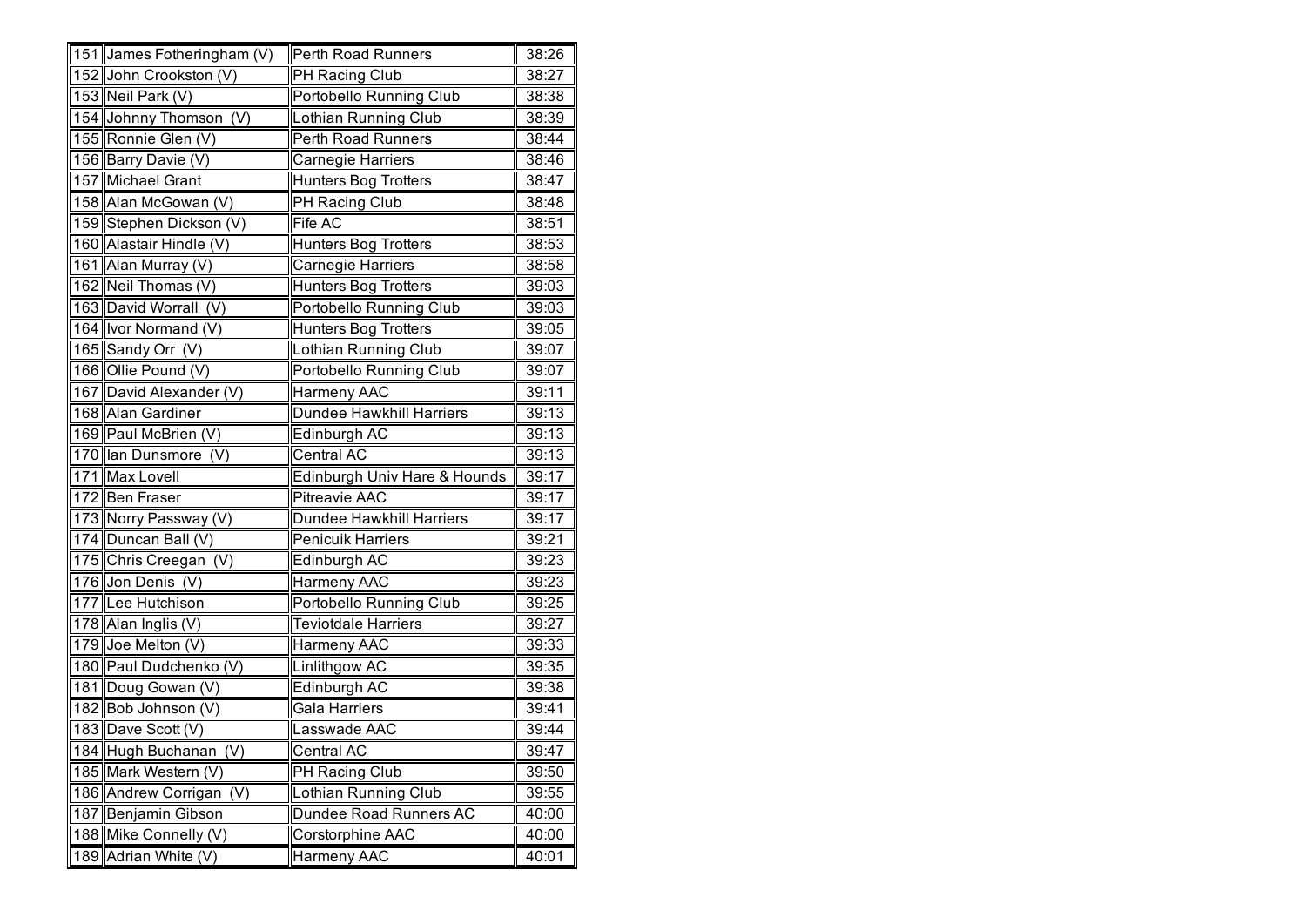| | | | |
|---|---|---|---|
| 151 | James Fotheringham (V) | Perth Road Runners | 38:26 |
| 152 | John Crookston (V) | PH Racing Club | 38:27 |
| 153 | Neil Park (V) | Portobello Running Club | 38:38 |
| 154 | Johnny Thomson (V) | Lothian Running Club | 38:39 |
| 155 | Ronnie Glen (V) | Perth Road Runners | 38:44 |
| 156 | Barry Davie (V) | Carnegie Harriers | 38:46 |
| 157 | Michael Grant | Hunters Bog Trotters | 38:47 |
| 158 | Alan McGowan (V) | PH Racing Club | 38:48 |
| 159 | Stephen Dickson (V) | Fife AC | 38:51 |
| 160 | Alastair Hindle (V) | Hunters Bog Trotters | 38:53 |
| 161 | Alan Murray (V) | Carnegie Harriers | 38:58 |
| 162 | Neil Thomas (V) | Hunters Bog Trotters | 39:03 |
| 163 | David Worrall (V) | Portobello Running Club | 39:03 |
| 164 | Ivor Normand (V) | Hunters Bog Trotters | 39:05 |
| 165 | Sandy Orr (V) | Lothian Running Club | 39:07 |
| 166 | Ollie Pound (V) | Portobello Running Club | 39:07 |
| 167 | David Alexander (V) | Harmeny AAC | 39:11 |
| 168 | Alan Gardiner | Dundee Hawkhill Harriers | 39:13 |
| 169 | Paul McBrien (V) | Edinburgh AC | 39:13 |
| 170 | Ian Dunsmore (V) | Central AC | 39:13 |
| 171 | Max Lovell | Edinburgh Univ Hare & Hounds | 39:17 |
| 172 | Ben Fraser | Pitreavie AAC | 39:17 |
| 173 | Norry Passway (V) | Dundee Hawkhill Harriers | 39:17 |
| 174 | Duncan Ball (V) | Penicuik Harriers | 39:21 |
| 175 | Chris Creegan (V) | Edinburgh AC | 39:23 |
| 176 | Jon Denis (V) | Harmeny AAC | 39:23 |
| 177 | Lee Hutchison | Portobello Running Club | 39:25 |
| 178 | Alan Inglis (V) | Teviotdale Harriers | 39:27 |
| 179 | Joe Melton (V) | Harmeny AAC | 39:33 |
| 180 | Paul Dudchenko (V) | Linlithgow AC | 39:35 |
| 181 | Doug Gowan (V) | Edinburgh AC | 39:38 |
| 182 | Bob Johnson (V) | Gala Harriers | 39:41 |
| 183 | Dave Scott (V) | Lasswade AAC | 39:44 |
| 184 | Hugh Buchanan (V) | Central AC | 39:47 |
| 185 | Mark Western (V) | PH Racing Club | 39:50 |
| 186 | Andrew Corrigan (V) | Lothian Running Club | 39:55 |
| 187 | Benjamin Gibson | Dundee Road Runners AC | 40:00 |
| 188 | Mike Connelly (V) | Corstorphine AAC | 40:00 |
| 189 | Adrian White (V) | Harmeny AAC | 40:01 |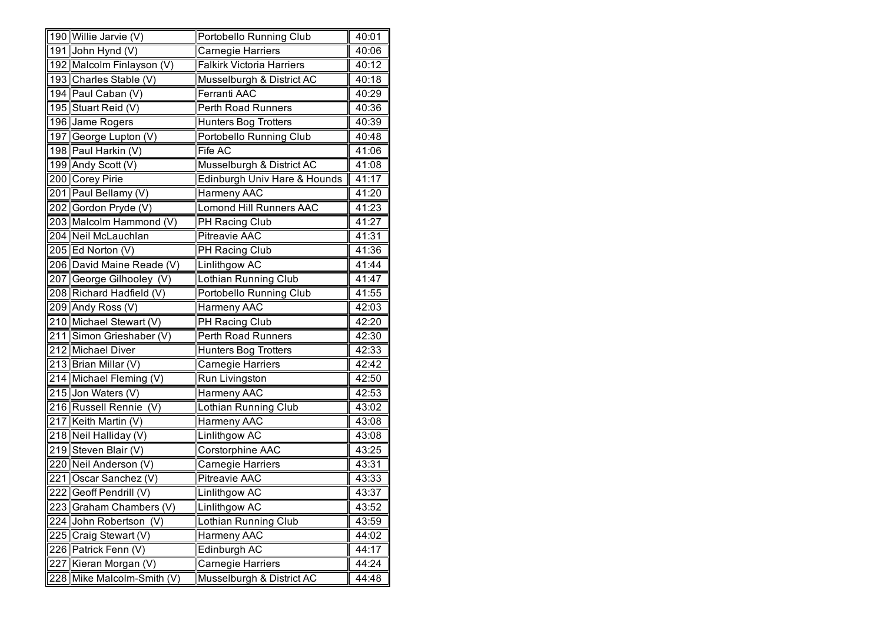| | | | |
|---|---|---|---|
| 190 | Willie Jarvie (V) | Portobello Running Club | 40:01 |
| 191 | John Hynd (V) | Carnegie Harriers | 40:06 |
| 192 | Malcolm Finlayson (V) | Falkirk Victoria Harriers | 40:12 |
| 193 | Charles Stable (V) | Musselburgh & District AC | 40:18 |
| 194 | Paul Caban (V) | Ferranti AAC | 40:29 |
| 195 | Stuart Reid (V) | Perth Road Runners | 40:36 |
| 196 | Jame Rogers | Hunters Bog Trotters | 40:39 |
| 197 | George Lupton (V) | Portobello Running Club | 40:48 |
| 198 | Paul Harkin (V) | Fife AC | 41:06 |
| 199 | Andy Scott (V) | Musselburgh & District AC | 41:08 |
| 200 | Corey Pirie | Edinburgh Univ Hare & Hounds | 41:17 |
| 201 | Paul Bellamy (V) | Harmeny AAC | 41:20 |
| 202 | Gordon Pryde (V) | Lomond Hill Runners AAC | 41:23 |
| 203 | Malcolm Hammond (V) | PH Racing Club | 41:27 |
| 204 | Neil McLauchlan | Pitreavie AAC | 41:31 |
| 205 | Ed Norton (V) | PH Racing Club | 41:36 |
| 206 | David Maine Reade (V) | Linlithgow AC | 41:44 |
| 207 | George Gilhooley (V) | Lothian Running Club | 41:47 |
| 208 | Richard Hadfield (V) | Portobello Running Club | 41:55 |
| 209 | Andy Ross (V) | Harmeny AAC | 42:03 |
| 210 | Michael Stewart (V) | PH Racing Club | 42:20 |
| 211 | Simon Grieshaber (V) | Perth Road Runners | 42:30 |
| 212 | Michael Diver | Hunters Bog Trotters | 42:33 |
| 213 | Brian Millar (V) | Carnegie Harriers | 42:42 |
| 214 | Michael Fleming (V) | Run Livingston | 42:50 |
| 215 | Jon Waters (V) | Harmeny AAC | 42:53 |
| 216 | Russell Rennie (V) | Lothian Running Club | 43:02 |
| 217 | Keith Martin (V) | Harmeny AAC | 43:08 |
| 218 | Neil Halliday (V) | Linlithgow AC | 43:08 |
| 219 | Steven Blair (V) | Corstorphine AAC | 43:25 |
| 220 | Neil Anderson (V) | Carnegie Harriers | 43:31 |
| 221 | Oscar Sanchez (V) | Pitreavie AAC | 43:33 |
| 222 | Geoff Pendrill (V) | Linlithgow AC | 43:37 |
| 223 | Graham Chambers (V) | Linlithgow AC | 43:52 |
| 224 | John Robertson (V) | Lothian Running Club | 43:59 |
| 225 | Craig Stewart (V) | Harmeny AAC | 44:02 |
| 226 | Patrick Fenn (V) | Edinburgh AC | 44:17 |
| 227 | Kieran Morgan (V) | Carnegie Harriers | 44:24 |
| 228 | Mike Malcolm-Smith (V) | Musselburgh & District AC | 44:48 |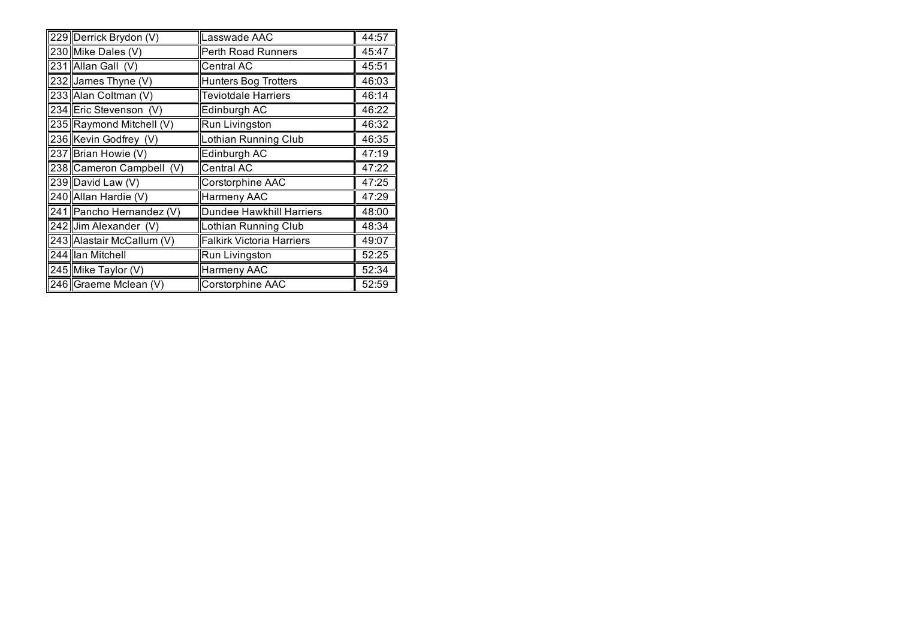| | | | |
|---|---|---|---|
| 229 | Derrick Brydon (V) | Lasswade AAC | 44:57 |
| 230 | Mike Dales (V) | Perth Road Runners | 45:47 |
| 231 | Allan Gall (V) | Central AC | 45:51 |
| 232 | James Thyne (V) | Hunters Bog Trotters | 46:03 |
| 233 | Alan Coltman (V) | Teviotdale Harriers | 46:14 |
| 234 | Eric Stevenson (V) | Edinburgh AC | 46:22 |
| 235 | Raymond Mitchell (V) | Run Livingston | 46:32 |
| 236 | Kevin Godfrey (V) | Lothian Running Club | 46:35 |
| 237 | Brian Howie (V) | Edinburgh AC | 47:19 |
| 238 | Cameron Campbell (V) | Central AC | 47:22 |
| 239 | David Law (V) | Corstorphine AAC | 47:25 |
| 240 | Allan Hardie (V) | Harmeny AAC | 47:29 |
| 241 | Pancho Hernandez (V) | Dundee Hawkhill Harriers | 48:00 |
| 242 | Jim Alexander (V) | Lothian Running Club | 48:34 |
| 243 | Alastair McCallum (V) | Falkirk Victoria Harriers | 49:07 |
| 244 | Ian Mitchell | Run Livingston | 52:25 |
| 245 | Mike Taylor (V) | Harmeny AAC | 52:34 |
| 246 | Graeme Mclean (V) | Corstorphine AAC | 52:59 |